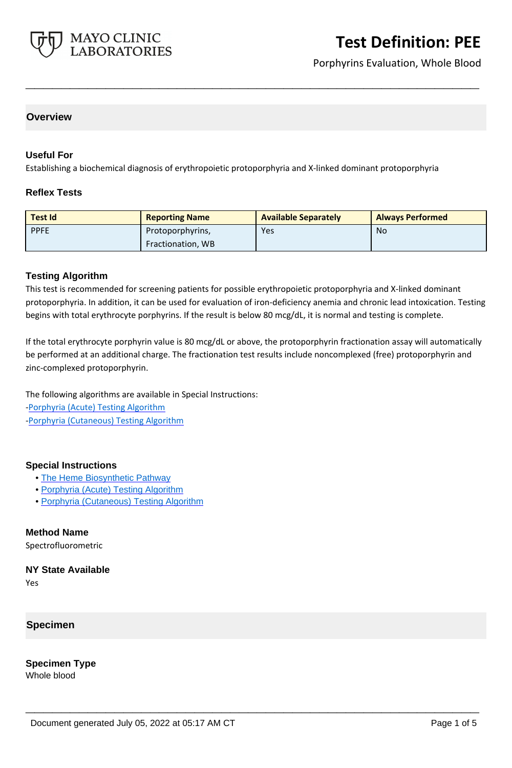# Test Definition: PEE

Porphyrins Evaluation, Whole Blood

## Overview

### Useful For

Establishing a biochemical diagnosis of erythropoietic protoporphyria and X-linked dominant protoporphyria

### Reflex Tests

| Test Id | Reporting Name | Available Separately | Always Performed |
|---|---|---|---|
| PPFE | Protoporphyrins, Fractionation, WB | Yes | No |

### Testing Algorithm

This test is recommended for screening patients for possible erythropoietic protoporphyria and X-linked dominant protoporphyria. In addition, it can be used for evaluation of iron-deficiency anemia and chronic lead intoxication. Testing begins with total erythrocyte porphyrins. If the result is below 80 mcg/dL, it is normal and testing is complete.

If the total erythrocyte porphyrin value is 80 mcg/dL or above, the protoporphyrin fractionation assay will automatically be performed at an additional charge. The fractionation test results include noncomplexed (free) protoporphyrin and zinc-complexed protoporphyrin.

The following algorithms are available in Special Instructions:
-Porphyria (Acute) Testing Algorithm
-Porphyria (Cutaneous) Testing Algorithm

### Special Instructions

- The Heme Biosynthetic Pathway
- Porphyria (Acute) Testing Algorithm
- Porphyria (Cutaneous) Testing Algorithm

### Method Name

Spectrofluorometric

### NY State Available

Yes

## Specimen

### Specimen Type

Whole blood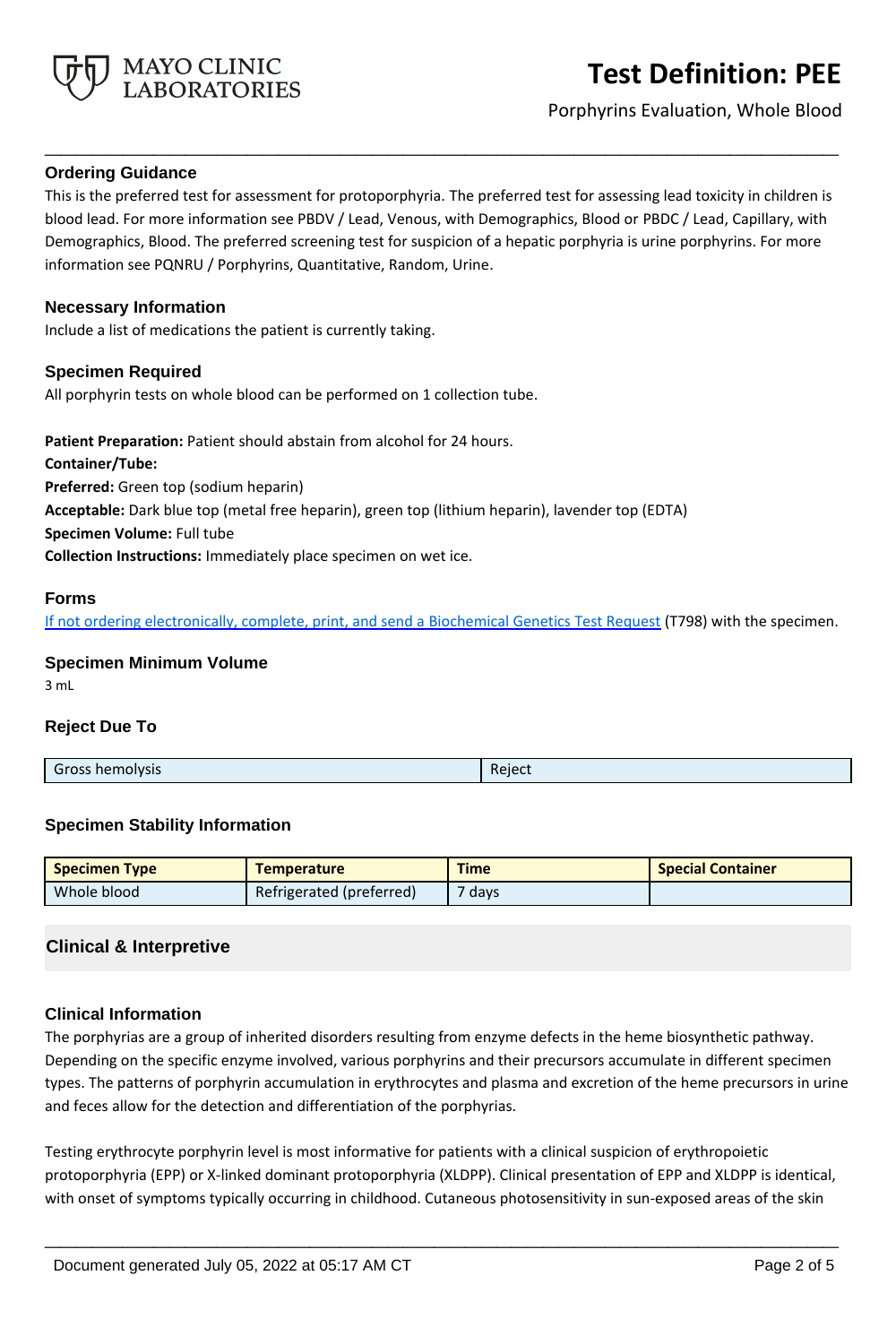## Ordering Guidance

This is the preferred test for assessment for protoporphyria. The preferred test for assessing lead toxicity in children is blood lead. For more information see PBDV / Lead, Venous, with Demographics, Blood or PBDC / Lead, Capillary, with Demographics, Blood. The preferred screening test for suspicion of a hepatic porphyria is urine porphyrins. For more information see PQNRU / Porphyrins, Quantitative, Random, Urine.

## Necessary Information

Include a list of medications the patient is currently taking.

## Specimen Required

All porphyrin tests on whole blood can be performed on 1 collection tube.

**Patient Preparation:** Patient should abstain from alcohol for 24 hours.
**Container/Tube:**
**Preferred:** Green top (sodium heparin)
**Acceptable:** Dark blue top (metal free heparin), green top (lithium heparin), lavender top (EDTA)
**Specimen Volume:** Full tube
**Collection Instructions:** Immediately place specimen on wet ice.

## Forms

If not ordering electronically, complete, print, and send a Biochemical Genetics Test Request (T798) with the specimen.

## Specimen Minimum Volume

3 mL

## Reject Due To

| Gross hemolysis | Reject |
|---|---|

## Specimen Stability Information

| Specimen Type | Temperature | Time | Special Container |
|---|---|---|---|
| Whole blood | Refrigerated (preferred) | 7 days | |

## Clinical & Interpretive

### Clinical Information

The porphyrias are a group of inherited disorders resulting from enzyme defects in the heme biosynthetic pathway. Depending on the specific enzyme involved, various porphyrins and their precursors accumulate in different specimen types. The patterns of porphyrin accumulation in erythrocytes and plasma and excretion of the heme precursors in urine and feces allow for the detection and differentiation of the porphyrias.

Testing erythrocyte porphyrin level is most informative for patients with a clinical suspicion of erythropoietic protoporphyria (EPP) or X-linked dominant protoporphyria (XLDPP). Clinical presentation of EPP and XLDPP is identical, with onset of symptoms typically occurring in childhood. Cutaneous photosensitivity in sun-exposed areas of the skin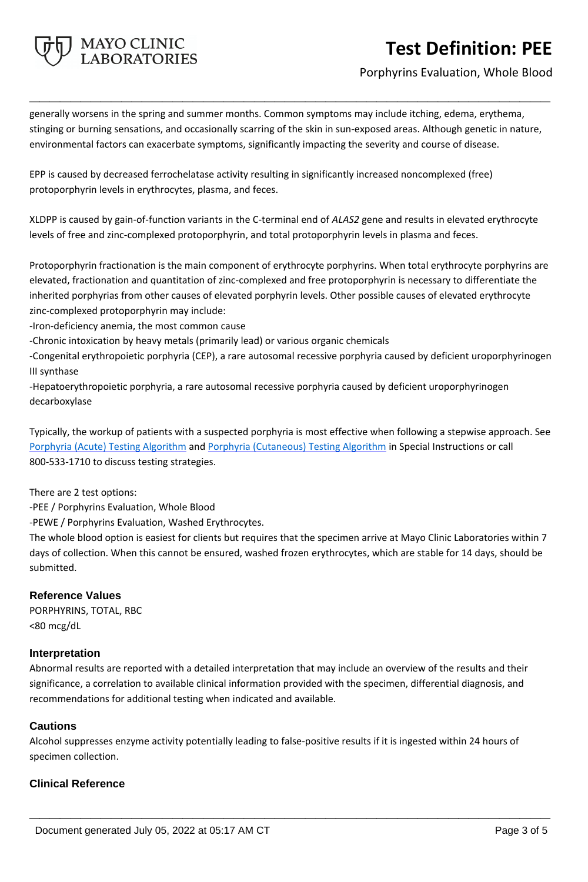generally worsens in the spring and summer months. Common symptoms may include itching, edema, erythema, stinging or burning sensations, and occasionally scarring of the skin in sun-exposed areas. Although genetic in nature, environmental factors can exacerbate symptoms, significantly impacting the severity and course of disease.

EPP is caused by decreased ferrochelatase activity resulting in significantly increased noncomplexed (free) protoporphyrin levels in erythrocytes, plasma, and feces.

XLDPP is caused by gain-of-function variants in the C-terminal end of *ALAS2* gene and results in elevated erythrocyte levels of free and zinc-complexed protoporphyrin, and total protoporphyrin levels in plasma and feces.

Protoporphyrin fractionation is the main component of erythrocyte porphyrins. When total erythrocyte porphyrins are elevated, fractionation and quantitation of zinc-complexed and free protoporphyrin is necessary to differentiate the inherited porphyrias from other causes of elevated porphyrin levels. Other possible causes of elevated erythrocyte zinc-complexed protoporphyrin may include:

-Iron-deficiency anemia, the most common cause

-Chronic intoxication by heavy metals (primarily lead) or various organic chemicals

-Congenital erythropoietic porphyria (CEP), a rare autosomal recessive porphyria caused by deficient uroporphyrinogen III synthase

-Hepatoerythropoietic porphyria, a rare autosomal recessive porphyria caused by deficient uroporphyrinogen decarboxylase

Typically, the workup of patients with a suspected porphyria is most effective when following a stepwise approach. See Porphyria (Acute) Testing Algorithm and Porphyria (Cutaneous) Testing Algorithm in Special Instructions or call 800-533-1710 to discuss testing strategies.

There are 2 test options:

-PEE / Porphyrins Evaluation, Whole Blood

-PEWE / Porphyrins Evaluation, Washed Erythrocytes.

The whole blood option is easiest for clients but requires that the specimen arrive at Mayo Clinic Laboratories within 7 days of collection. When this cannot be ensured, washed frozen erythrocytes, which are stable for 14 days, should be submitted.

## Reference Values

PORPHYRINS, TOTAL, RBC

<80 mcg/dL

## Interpretation

Abnormal results are reported with a detailed interpretation that may include an overview of the results and their significance, a correlation to available clinical information provided with the specimen, differential diagnosis, and recommendations for additional testing when indicated and available.

## Cautions

Alcohol suppresses enzyme activity potentially leading to false-positive results if it is ingested within 24 hours of specimen collection.

## Clinical Reference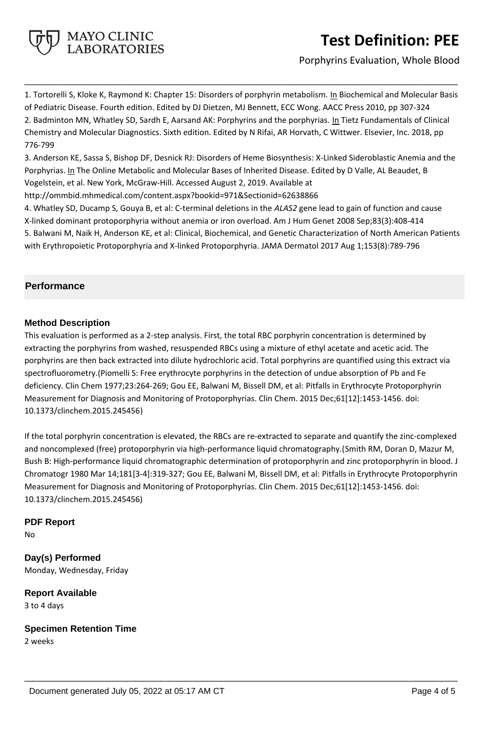1. Tortorelli S, Kloke K, Raymond K: Chapter 15: Disorders of porphyrin metabolism. In Biochemical and Molecular Basis of Pediatric Disease. Fourth edition. Edited by DJ Dietzen, MJ Bennett, ECC Wong. AACC Press 2010, pp 307-324
2. Badminton MN, Whatley SD, Sardh E, Aarsand AK: Porphyrins and the porphyrias. In Tietz Fundamentals of Clinical Chemistry and Molecular Diagnostics. Sixth edition. Edited by N Rifai, AR Horvath, C Wittwer. Elsevier, Inc. 2018, pp 776-799
3. Anderson KE, Sassa S, Bishop DF, Desnick RJ: Disorders of Heme Biosynthesis: X-Linked Sideroblastic Anemia and the Porphyrias. In The Online Metabolic and Molecular Bases of Inherited Disease. Edited by D Valle, AL Beaudet, B Vogelstein, et al. New York, McGraw-Hill. Accessed August 2, 2019. Available at http://ommbid.mhmedical.com/content.aspx?bookid=971&Sectionid=62638866
4. Whatley SD, Ducamp S, Gouya B, et al: C-terminal deletions in the *ALAS2* gene lead to gain of function and cause X-linked dominant protoporphyria without anemia or iron overload. Am J Hum Genet 2008 Sep;83(3):408-414
5. Balwani M, Naik H, Anderson KE, et al: Clinical, Biochemical, and Genetic Characterization of North American Patients with Erythropoietic Protoporphyria and X-linked Protoporphyria. JAMA Dermatol 2017 Aug 1;153(8):789-796

## Performance

### Method Description

This evaluation is performed as a 2-step analysis. First, the total RBC porphyrin concentration is determined by extracting the porphyrins from washed, resuspended RBCs using a mixture of ethyl acetate and acetic acid. The porphyrins are then back extracted into dilute hydrochloric acid. Total porphyrins are quantified using this extract via spectrofluorometry.(Piomelli S: Free erythrocyte porphyrins in the detection of undue absorption of Pb and Fe deficiency. Clin Chem 1977;23:264-269; Gou EE, Balwani M, Bissell DM, et al: Pitfalls in Erythrocyte Protoporphyrin Measurement for Diagnosis and Monitoring of Protoporphyrias. Clin Chem. 2015 Dec;61[12]:1453-1456. doi: 10.1373/clinchem.2015.245456)

If the total porphyrin concentration is elevated, the RBCs are re-extracted to separate and quantify the zinc-complexed and noncomplexed (free) protoporphyrin via high-performance liquid chromatography.(Smith RM, Doran D, Mazur M, Bush B: High-performance liquid chromatographic determination of protoporphyrin and zinc protoporphyrin in blood. J Chromatogr 1980 Mar 14;181[3-4]:319-327; Gou EE, Balwani M, Bissell DM, et al: Pitfalls in Erythrocyte Protoporphyrin Measurement for Diagnosis and Monitoring of Protoporphyrias. Clin Chem. 2015 Dec;61[12]:1453-1456. doi: 10.1373/clinchem.2015.245456)

### PDF Report

No

### Day(s) Performed

Monday, Wednesday, Friday

### Report Available

3 to 4 days

### Specimen Retention Time

2 weeks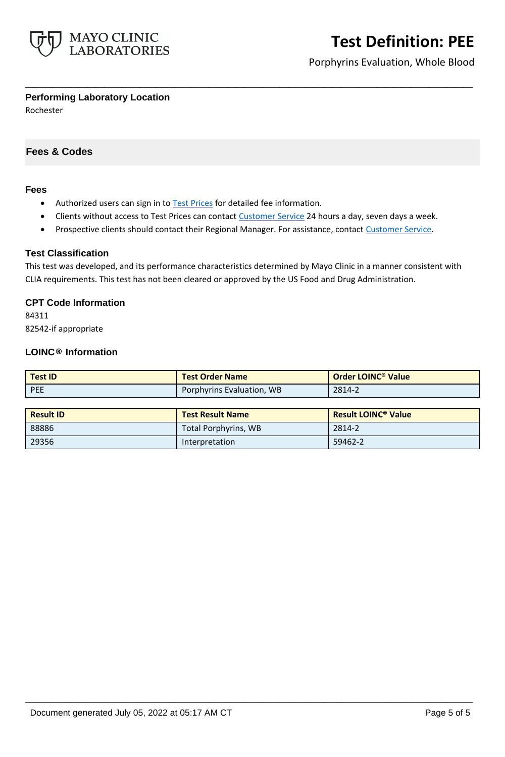## Performing Laboratory Location

Rochester

## Fees & Codes

### Fees

- Authorized users can sign in to Test Prices for detailed fee information.
- Clients without access to Test Prices can contact Customer Service 24 hours a day, seven days a week.
- Prospective clients should contact their Regional Manager. For assistance, contact Customer Service.

### Test Classification

This test was developed, and its performance characteristics determined by Mayo Clinic in a manner consistent with CLIA requirements. This test has not been cleared or approved by the US Food and Drug Administration.

### CPT Code Information

84311

82542-if appropriate

### LOINC® Information

| Test ID | Test Order Name | Order LOINC® Value |
| --- | --- | --- |
| PEE | Porphyrins Evaluation, WB | 2814-2 |

| Result ID | Test Result Name | Result LOINC® Value |
| --- | --- | --- |
| 88886 | Total Porphyrins, WB | 2814-2 |
| 29356 | Interpretation | 59462-2 |